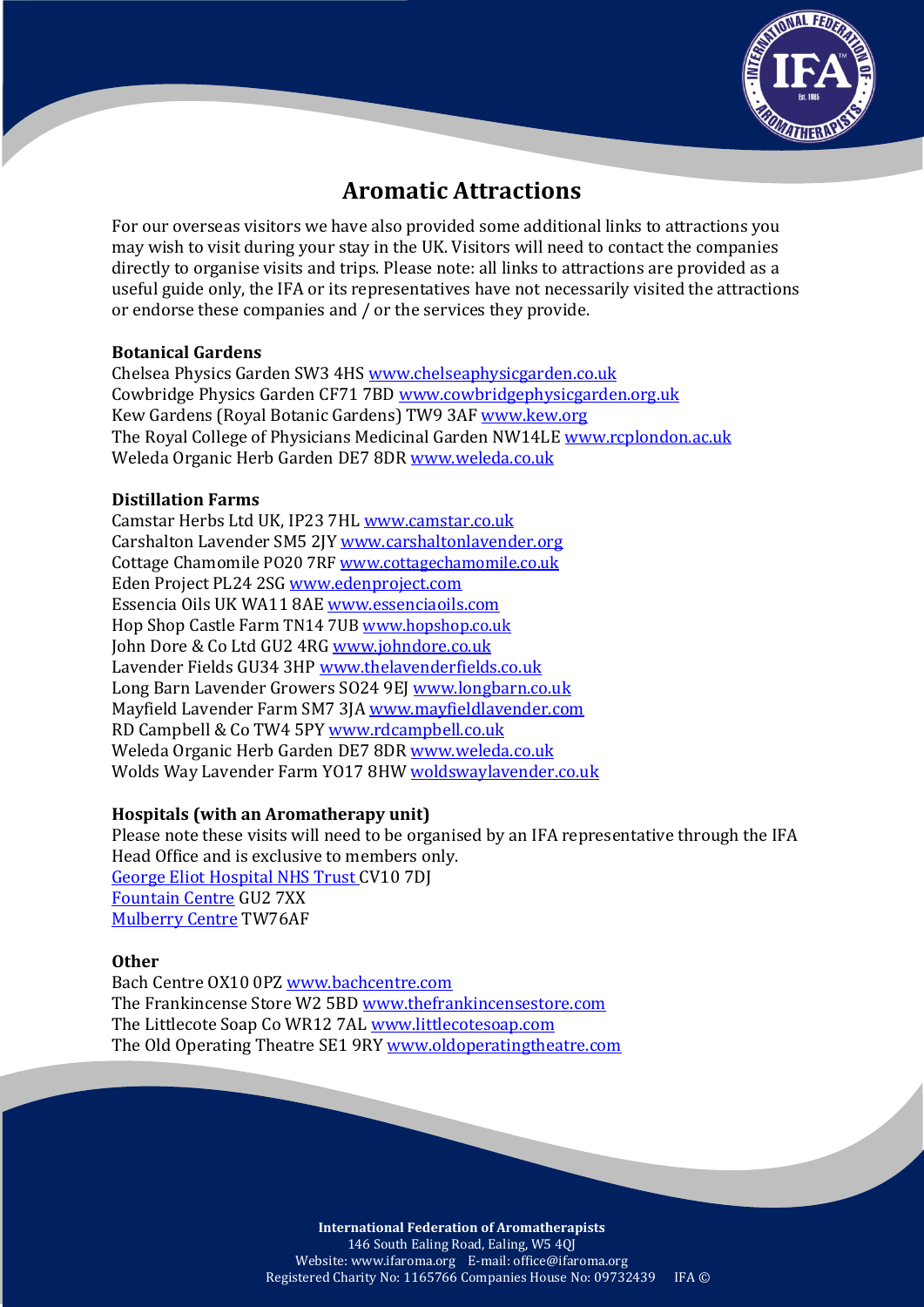# Aromatic Attractions

For our overseas visitors we have also provided some additional links to attractions you may wish to visit during your stay in the UK. Visitors will need to contact the companies directly to organise visits and trips. Please note: all links to attractions are provided as a useful guide only, the IFA or its representatives have not necessarily visited the attractions or endorse these companies and / or the services they provide.

**Botanical Gardens**

Chelsea Physics Garden SW3 4HS www.chelseaphysicgarden.co.uk
Cowbridge Physics Garden CF71 7BD www.cowbridgephysicgarden.org.uk
Kew Gardens (Royal Botanic Gardens) TW9 3AF www.kew.org
The Royal College of Physicians Medicinal Garden NW14LE www.rcplondon.ac.uk
Weleda Organic Herb Garden DE7 8DR www.weleda.co.uk

**Distillation Farms**

Camstar Herbs Ltd UK, IP23 7HL www.camstar.co.uk
Carshalton Lavender SM5 2JY www.carshaltonlavender.org
Cottage Chamomile PO20 7RF www.cottagechamomile.co.uk
Eden Project PL24 2SG www.edenproject.com
Essencia Oils UK WA11 8AE www.essenciaoils.com
Hop Shop Castle Farm TN14 7UB www.hopshop.co.uk
John Dore & Co Ltd GU2 4RG www.johndore.co.uk
Lavender Fields GU34 3HP www.thelavenderfields.co.uk
Long Barn Lavender Growers SO24 9EJ www.longbarn.co.uk
Mayfield Lavender Farm SM7 3JA www.mayfieldlavender.com
RD Campbell & Co TW4 5PY www.rdcampbell.co.uk
Weleda Organic Herb Garden DE7 8DR www.weleda.co.uk
Wolds Way Lavender Farm YO17 8HW woldswaylavender.co.uk

**Hospitals (with an Aromatherapy unit)**

Please note these visits will need to be organised by an IFA representative through the IFA Head Office and is exclusive to members only.
George Eliot Hospital NHS Trust CV10 7DJ
Fountain Centre GU2 7XX
Mulberry Centre TW76AF

**Other**

Bach Centre OX10 0PZ www.bachcentre.com
The Frankincense Store W2 5BD www.thefrankincensestore.com
The Littlecote Soap Co WR12 7AL www.littlecotesoap.com
The Old Operating Theatre SE1 9RY www.oldoperatingtheatre.com

**International Federation of Aromatherapists**
146 South Ealing Road, Ealing, W5 4QJ
Website: www.ifaroma.org E-mail: office@ifaroma.org
Registered Charity No: 1165766 Companies House No: 09732439 IFA ©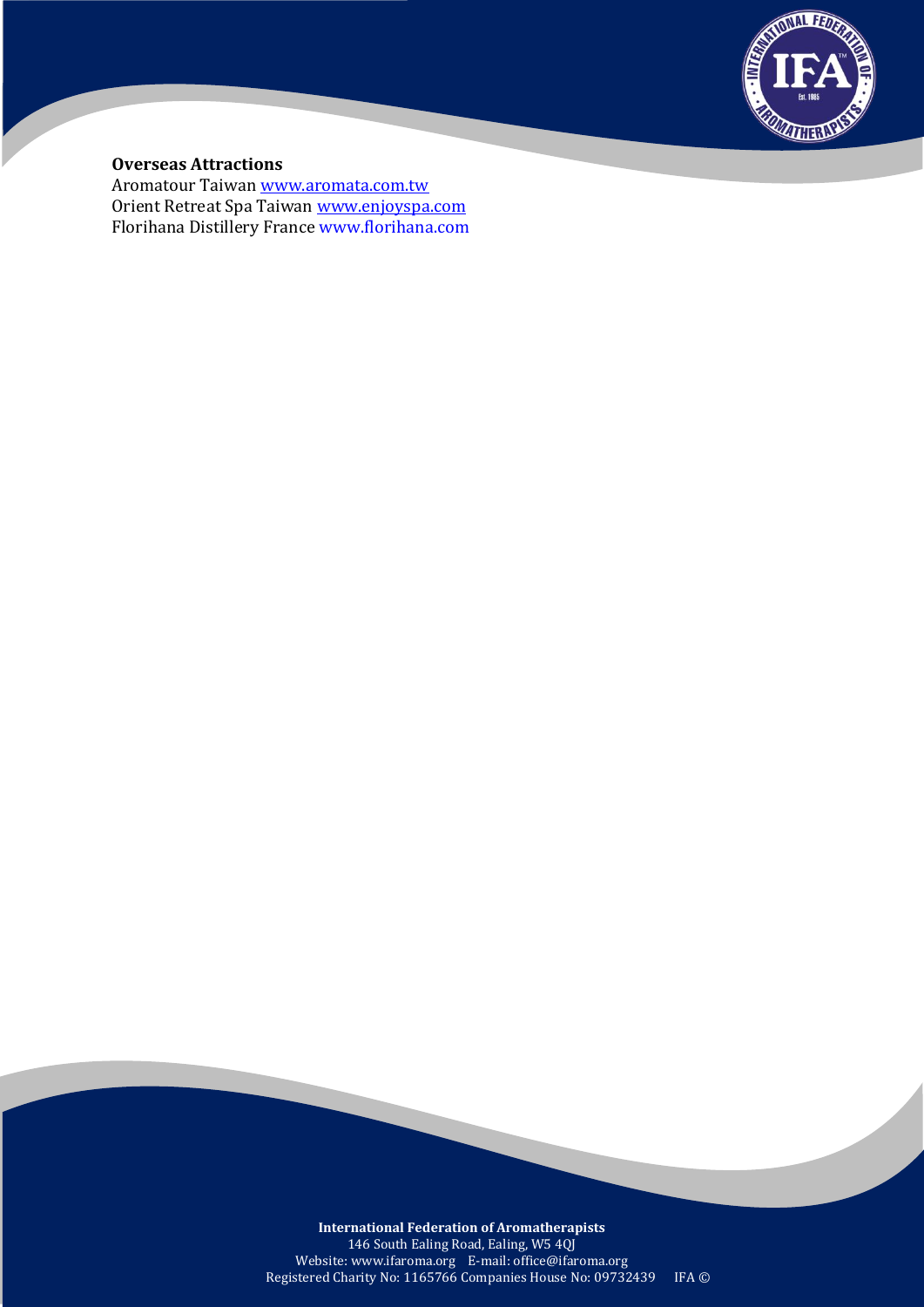**Overseas Attractions**
Aromatour Taiwan www.aromata.com.tw
Orient Retreat Spa Taiwan www.enjoyspa.com
Florihana Distillery France www.florihana.com